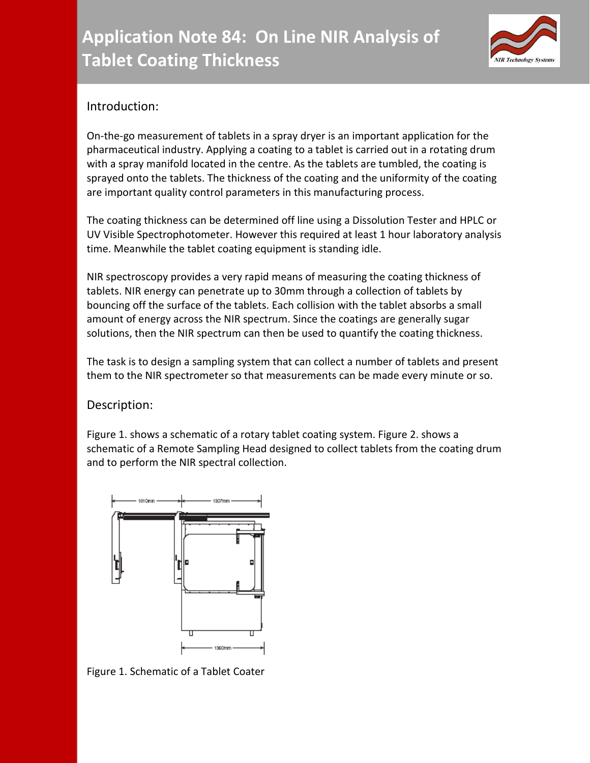# Application Note 84: On Line NIR Analysis of Tablet Coating Thickness

## Introduction:

On-the-go measurement of tablets in a spray dryer is an important application for the pharmaceutical industry. Applying a coating to a tablet is carried out in a rotating drum with a spray manifold located in the centre. As the tablets are tumbled, the coating is sprayed onto the tablets. The thickness of the coating and the uniformity of the coating are important quality control parameters in this manufacturing process.

The coating thickness can be determined off line using a Dissolution Tester and HPLC or UV Visible Spectrophotometer. However this required at least 1 hour laboratory analysis time. Meanwhile the tablet coating equipment is standing idle.

NIR spectroscopy provides a very rapid means of measuring the coating thickness of tablets. NIR energy can penetrate up to 30mm through a collection of tablets by bouncing off the surface of the tablets. Each collision with the tablet absorbs a small amount of energy across the NIR spectrum. Since the coatings are generally sugar solutions, then the NIR spectrum can then be used to quantify the coating thickness.

The task is to design a sampling system that can collect a number of tablets and present them to the NIR spectrometer so that measurements can be made every minute or so.

## Description:

Figure 1. shows a schematic of a rotary tablet coating system. Figure 2. shows a schematic of a Remote Sampling Head designed to collect tablets from the coating drum and to perform the NIR spectral collection.

Figure 1. Schematic of a Tablet Coater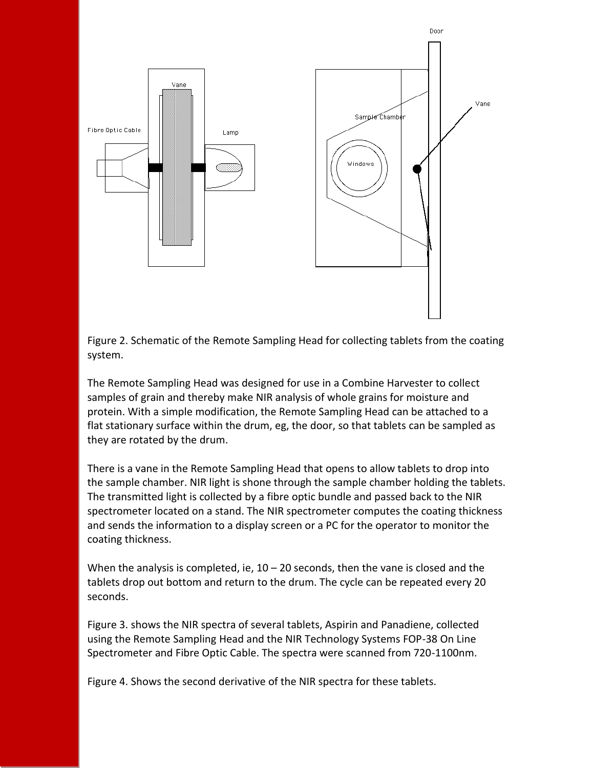Figure 2. Schematic of the Remote Sampling Head for collecting tablets from the coating system.

The Remote Sampling Head was designed for use in a Combine Harvester to collect samples of grain and thereby make NIR analysis of whole grains for moisture and protein. With a simple modification, the Remote Sampling Head can be attached to a flat stationary surface within the drum, eg, the door, so that tablets can be sampled as they are rotated by the drum.

There is a vane in the Remote Sampling Head that opens to allow tablets to drop into the sample chamber. NIR light is shone through the sample chamber holding the tablets. The transmitted light is collected by a fibre optic bundle and passed back to the NIR spectrometer located on a stand. The NIR spectrometer computes the coating thickness and sends the information to a display screen or a PC for the operator to monitor the coating thickness.

When the analysis is completed, ie, 10 – 20 seconds, then the vane is closed and the tablets drop out bottom and return to the drum. The cycle can be repeated every 20 seconds.

Figure 3. shows the NIR spectra of several tablets, Aspirin and Panadiene, collected using the Remote Sampling Head and the NIR Technology Systems FOP-38 On Line Spectrometer and Fibre Optic Cable. The spectra were scanned from 720-1100nm.

Figure 4. Shows the second derivative of the NIR spectra for these tablets.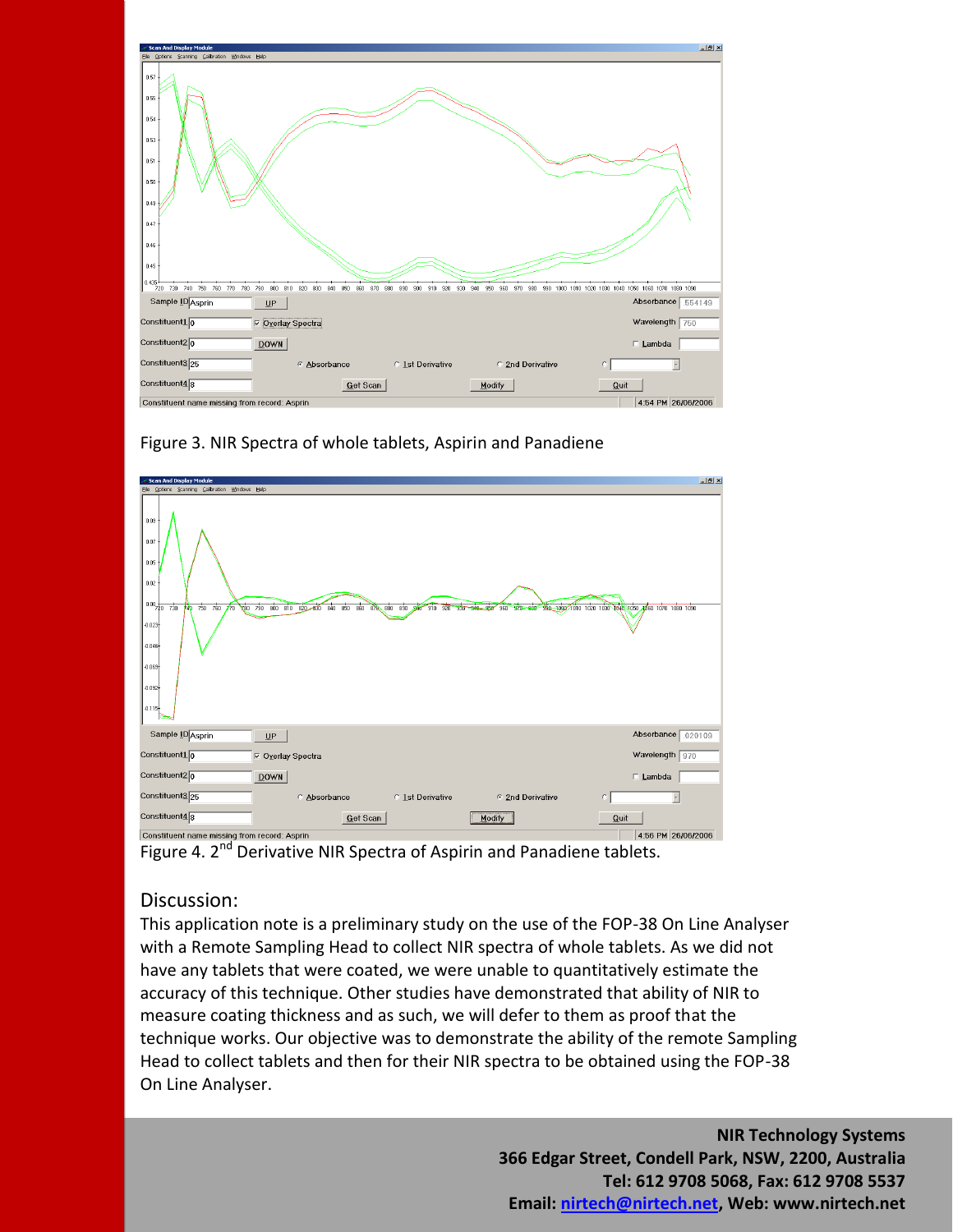Figure 3. NIR Spectra of whole tablets, Aspirin and Panadiene

Figure 4. 2nd Derivative NIR Spectra of Aspirin and Panadiene tablets.

## Discussion:

This application note is a preliminary study on the use of the FOP-38 On Line Analyser with a Remote Sampling Head to collect NIR spectra of whole tablets. As we did not have any tablets that were coated, we were unable to quantitatively estimate the accuracy of this technique. Other studies have demonstrated that ability of NIR to measure coating thickness and as such, we will defer to them as proof that the technique works. Our objective was to demonstrate the ability of the remote Sampling Head to collect tablets and then for their NIR spectra to be obtained using the FOP-38 On Line Analyser.